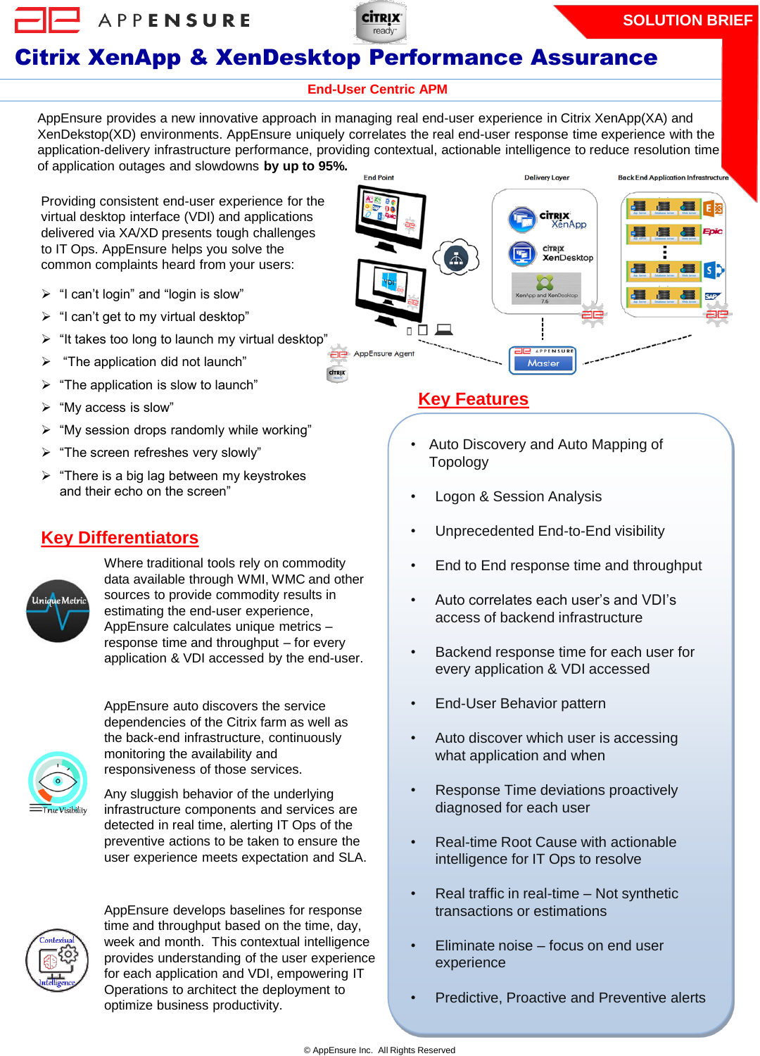APPENSURE

SOLUTION BRIEF

# Citrix XenApp & XenDesktop Performance Assurance

**End-User Centric APM**

AppEnsure provides a new innovative approach in managing real end-user experience in Citrix XenApp(XA) and XenDekstop(XD) environments. AppEnsure uniquely correlates the real end-user response time experience with the application-delivery infrastructure performance, providing contextual, actionable intelligence to reduce resolution time of application outages and slowdowns **by up to 95%.**

Providing consistent end-user experience for the virtual desktop interface (VDI) and applications delivered via XA/XD presents tough challenges to IT Ops. AppEnsure helps you solve the common complaints heard from your users:

- "I can't login" and "login is slow"
- "I can't get to my virtual desktop"
- "It takes too long to launch my virtual desktop"
- "The application did not launch"
- "The application is slow to launch"
- "My access is slow"
- "My session drops randomly while working"
- "The screen refreshes very slowly"
- "There is a big lag between my keystrokes and their echo on the screen"

End Point

Delivery Layer

Back End Application Infrastructure

AppEnsure Agent

Master

## Key Differentiators

Where traditional tools rely on commodity data available through WMI, WMC and other sources to provide commodity results in estimating the end-user experience, AppEnsure calculates unique metrics – response time and throughput – for every application & VDI accessed by the end-user.

AppEnsure auto discovers the service dependencies of the Citrix farm as well as the back-end infrastructure, continuously monitoring the availability and responsiveness of those services.

Any sluggish behavior of the underlying infrastructure components and services are detected in real time, alerting IT Ops of the preventive actions to be taken to ensure the user experience meets expectation and SLA.

AppEnsure develops baselines for response time and throughput based on the time, day, week and month. This contextual intelligence provides understanding of the user experience for each application and VDI, empowering IT Operations to architect the deployment to optimize business productivity.

## Key Features

- Auto Discovery and Auto Mapping of Topology
- Logon & Session Analysis
- Unprecedented End-to-End visibility
- End to End response time and throughput
- Auto correlates each user's and VDI's access of backend infrastructure
- Backend response time for each user for every application & VDI accessed
- End-User Behavior pattern
- Auto discover which user is accessing what application and when
- Response Time deviations proactively diagnosed for each user
- Real-time Root Cause with actionable intelligence for IT Ops to resolve
- Real traffic in real-time – Not synthetic transactions or estimations
- Eliminate noise – focus on end user experience
- Predictive, Proactive and Preventive alerts

© AppEnsure Inc. All Rights Reserved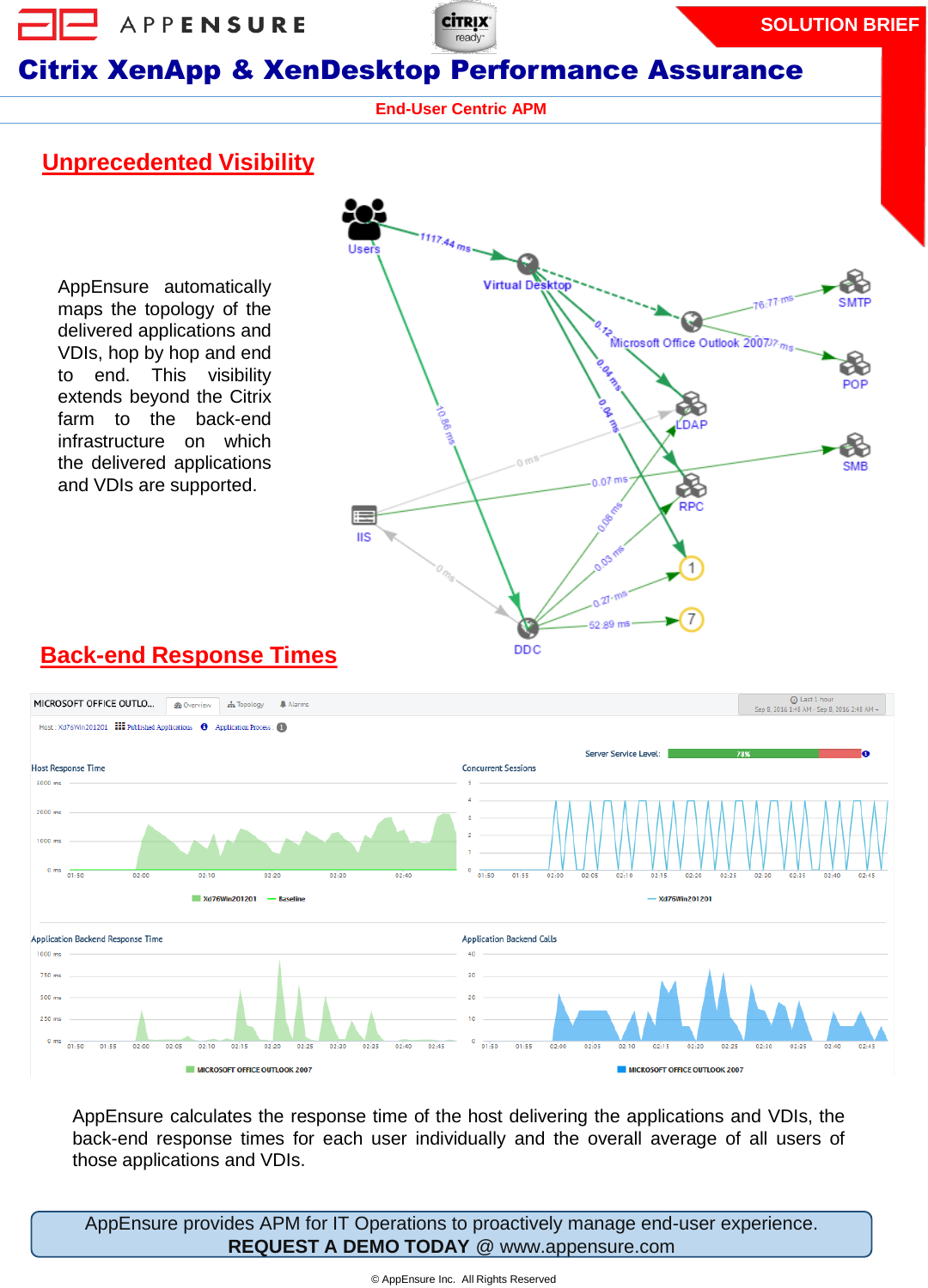# Citrix XenApp & XenDesktop Performance Assurance

**End-User Centric APM**

## Unprecedented Visibility

AppEnsure automatically maps the topology of the delivered applications and VDIs, hop by hop and end to end. This visibility extends beyond the Citrix farm to the back-end infrastructure on which the delivered applications and VDIs are supported.

Users
1117.44 ms
Virtual Desktop
Microsoft Office Outlook 2007
76.77 ms
SMTP
POP
0.12 ms
0.04 ms
0.04 ms
LDAP
SMB
RPC
10.86 ms
0 ms
0.07 ms
IIS
0.08 ms
0.03 ms
0 ms
0.27 ms
52.89 ms
1
7
DDC

## Back-end Response Times

MICROSOFT OFFICE OUTLO... Overview Topology Alarms
Last 1 hour
Sep 8, 2016 1:48 AM - Sep 8, 2016 2:48 AM
Host : Xd76Win201201 Published Applications Application Process : 1
Server Service Level: 78%

Host Response Time
Xd76Win201201 Baseline

Concurrent Sessions
Xd76Win201201

Application Backend Response Time
MICROSOFT OFFICE OUTLOOK 2007

Application Backend Calls
MICROSOFT OFFICE OUTLOOK 2007

AppEnsure calculates the response time of the host delivering the applications and VDIs, the back-end response times for each user individually and the overall average of all users of those applications and VDIs.

AppEnsure provides APM for IT Operations to proactively manage end-user experience.
**REQUEST A DEMO TODAY** @ www.appensure.com

© AppEnsure Inc. All Rights Reserved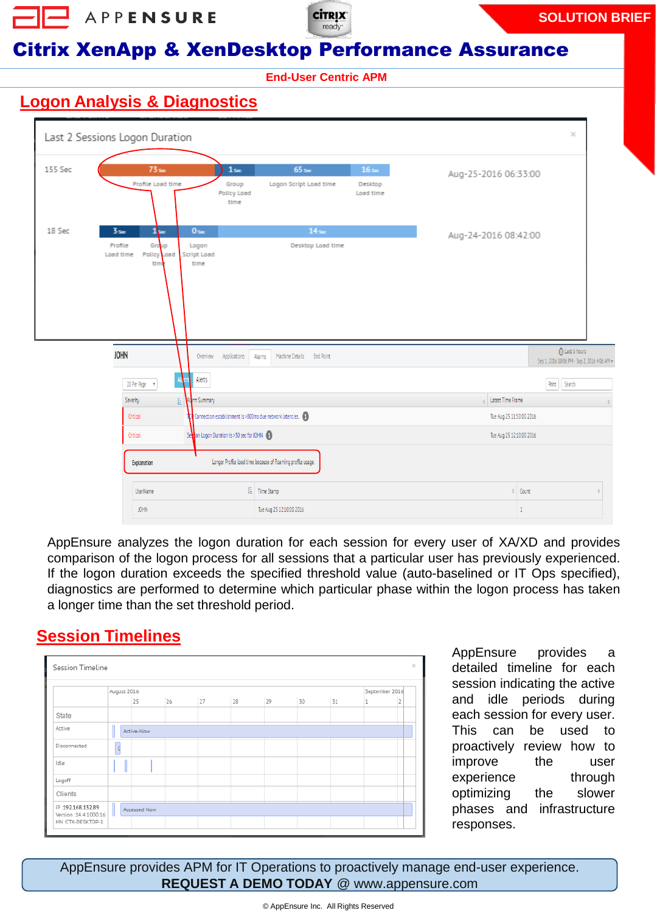# Citrix XenApp & XenDesktop Performance Assurance

End-User Centric APM

## Logon Analysis & Diagnostics

AppEnsure analyzes the logon duration for each session for every user of XA/XD and provides comparison of the logon process for all sessions that a particular user has previously experienced. If the logon duration exceeds the specified threshold value (auto-baselined or IT Ops specified), diagnostics are performed to determine which particular phase within the logon process has taken a longer time than the set threshold period.

## Session Timelines

AppEnsure provides a detailed timeline for each session indicating the active and idle periods during each session for every user. This can be used to proactively review how to improve the user experience through optimizing the slower phases and infrastructure responses.

AppEnsure provides APM for IT Operations to proactively manage end-user experience.
**REQUEST A DEMO TODAY** @ www.appensure.com

© AppEnsure Inc. All Rights Reserved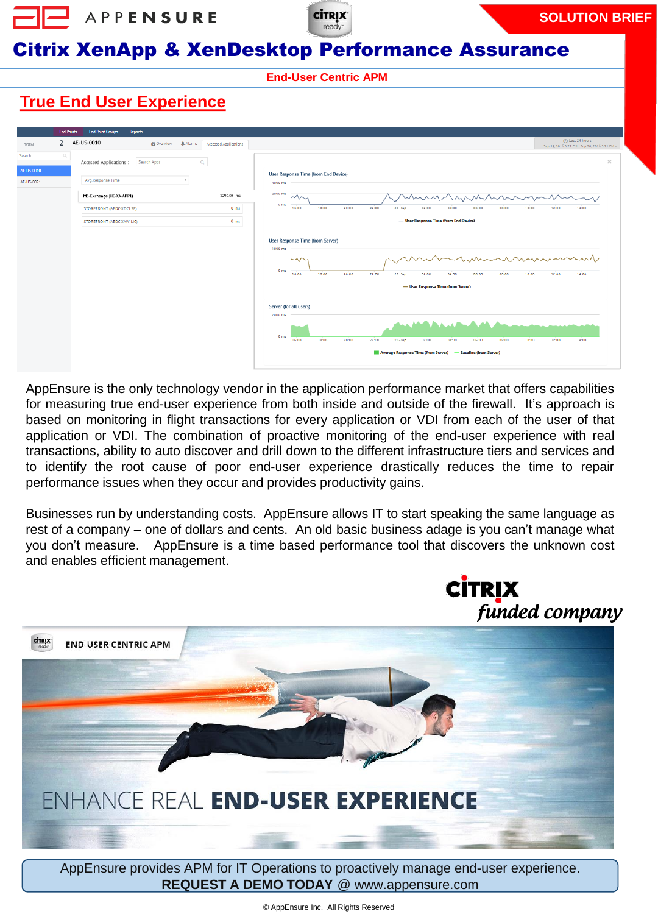SOLUTION BRIEF

# Citrix XenApp & XenDesktop Performance Assurance

End-User Centric APM

## True End User Experience

AppEnsure is the only technology vendor in the application performance market that offers capabilities for measuring true end-user experience from both inside and outside of the firewall. It's approach is based on monitoring in flight transactions for every application or VDI from each of the user of that application or VDI. The combination of proactive monitoring of the end-user experience with real transactions, ability to auto discover and drill down to the different infrastructure tiers and services and to identify the root cause of poor end-user experience drastically reduces the time to repair performance issues when they occur and provides productivity gains.

Businesses run by understanding costs. AppEnsure allows IT to start speaking the same language as rest of a company – one of dollars and cents. An old basic business adage is you can't manage what you don't measure. AppEnsure is a time based performance tool that discovers the unknown cost and enables efficient management.

CITRIX *funded company*

END-USER CENTRIC APM

ENHANCE REAL **END-USER EXPERIENCE**

AppEnsure provides APM for IT Operations to proactively manage end-user experience.
**REQUEST A DEMO TODAY** @ www.appensure.com

© AppEnsure Inc. All Rights Reserved